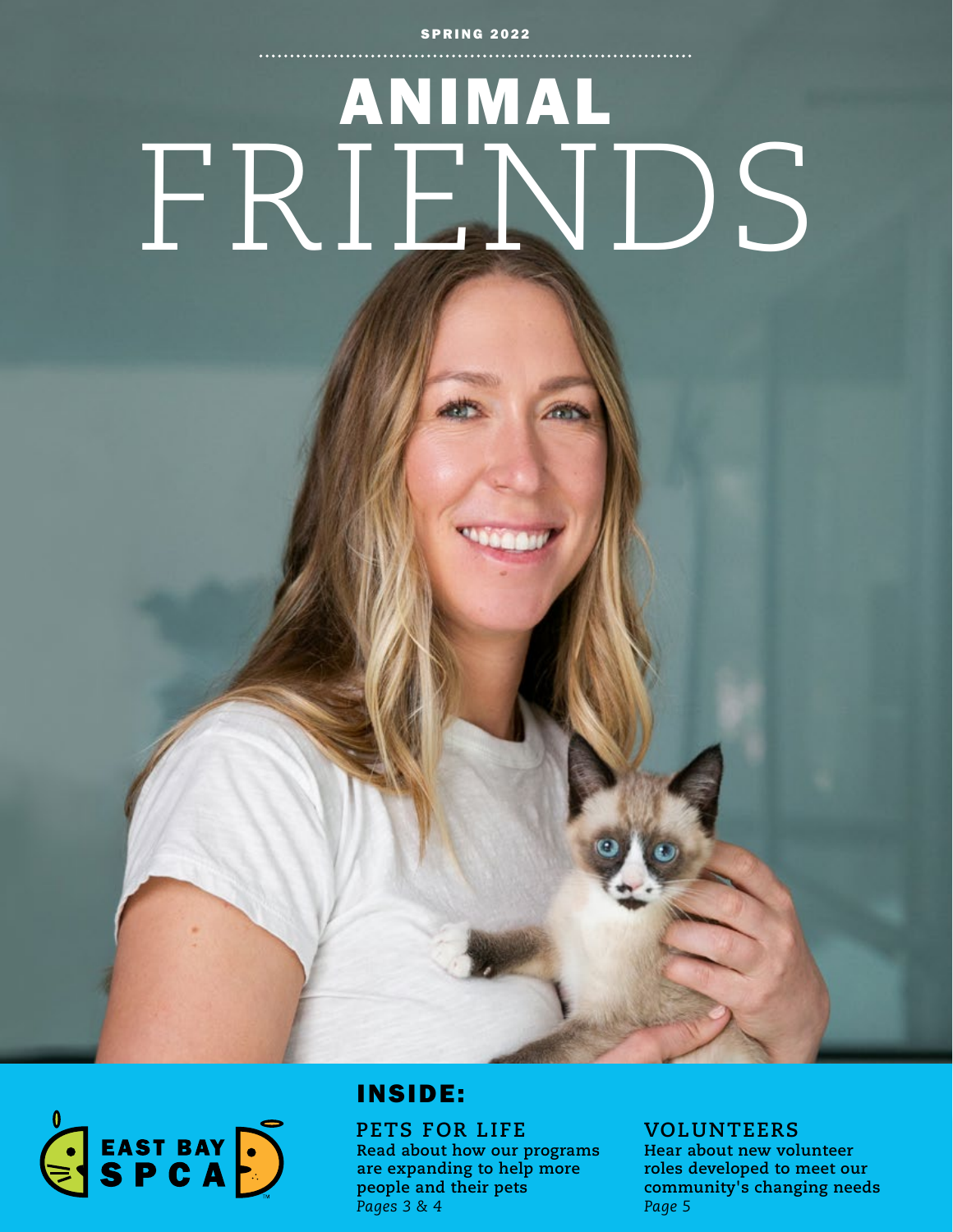SPRING 2022

# ANIMAL FRIENDS

EAST BAY SPCA

## INSIDE:

### PETS FOR LIFE

**Read about how our programs are expanding to help more people and their pets**
*Pages 3 & 4*

### VOLUNTEERS

**Hear about new volunteer roles developed to meet our community's changing needs**
*Page 5*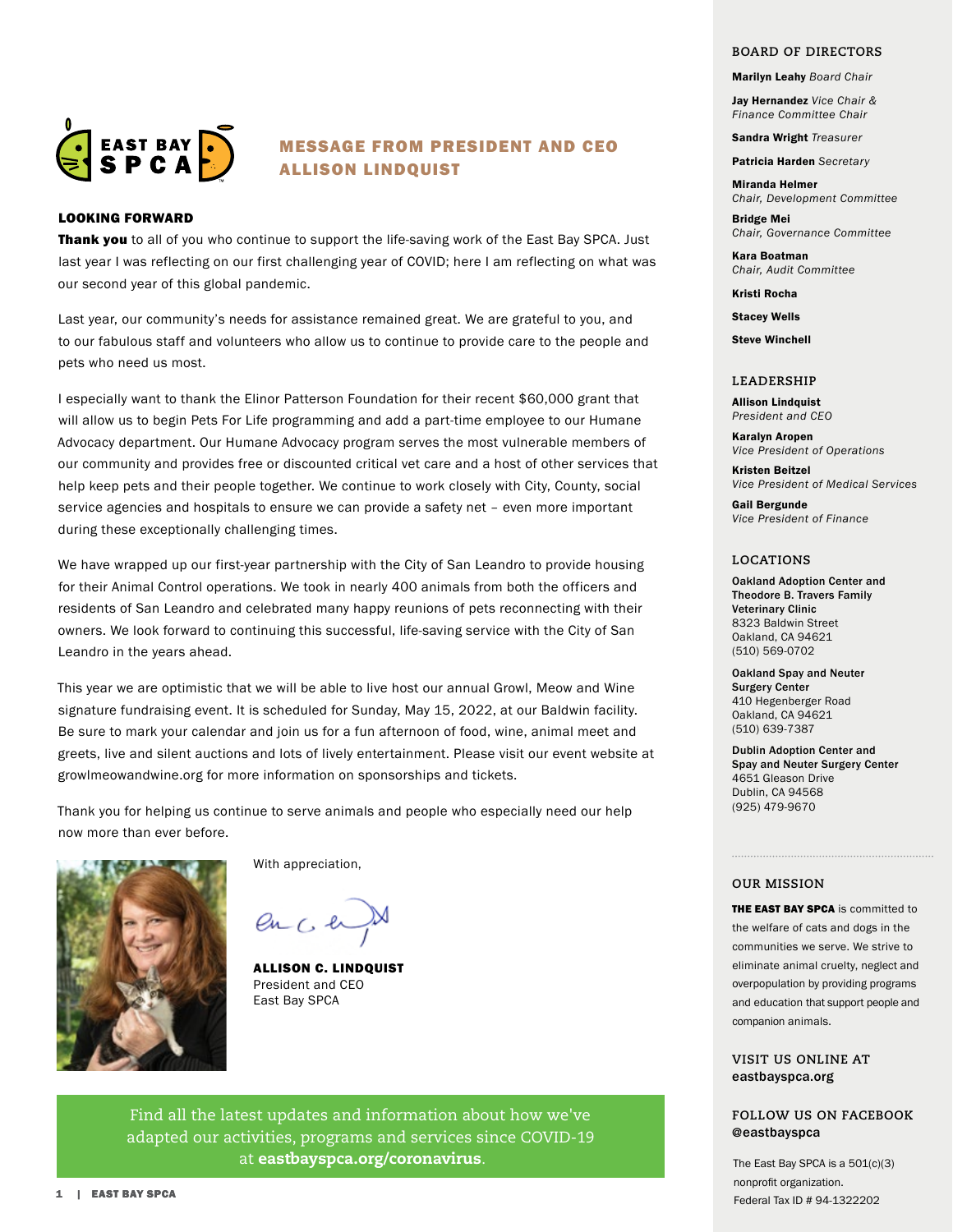## MESSAGE FROM PRESIDENT AND CEO ALLISON LINDQUIST

### LOOKING FORWARD

**Thank you** to all of you who continue to support the life-saving work of the East Bay SPCA. Just last year I was reflecting on our first challenging year of COVID; here I am reflecting on what was our second year of this global pandemic.

Last year, our community's needs for assistance remained great. We are grateful to you, and to our fabulous staff and volunteers who allow us to continue to provide care to the people and pets who need us most.

I especially want to thank the Elinor Patterson Foundation for their recent $60,000 grant that will allow us to begin Pets For Life programming and add a part-time employee to our Humane Advocacy department. Our Humane Advocacy program serves the most vulnerable members of our community and provides free or discounted critical vet care and a host of other services that help keep pets and their people together. We continue to work closely with City, County, social service agencies and hospitals to ensure we can provide a safety net – even more important during these exceptionally challenging times.

We have wrapped up our first-year partnership with the City of San Leandro to provide housing for their Animal Control operations. We took in nearly 400 animals from both the officers and residents of San Leandro and celebrated many happy reunions of pets reconnecting with their owners. We look forward to continuing this successful, life-saving service with the City of San Leandro in the years ahead.

This year we are optimistic that we will be able to live host our annual Growl, Meow and Wine signature fundraising event. It is scheduled for Sunday, May 15, 2022, at our Baldwin facility. Be sure to mark your calendar and join us for a fun afternoon of food, wine, animal meet and greets, live and silent auctions and lots of lively entertainment. Please visit our event website at growlmeowandwine.org for more information on sponsorships and tickets.

Thank you for helping us continue to serve animals and people who especially need our help now more than ever before.

With appreciation,

**ALLISON C. LINDQUIST**
President and CEO
East Bay SPCA

Find all the latest updates and information about how we've adapted our activities, programs and services since COVID-19 at **eastbayspca.org/coronavirus**.

### BOARD OF DIRECTORS

**Marilyn Leahy** *Board Chair*

**Jay Hernandez** *Vice Chair & Finance Committee Chair*

**Sandra Wright** *Treasurer*

**Patricia Harden** *Secretary*

**Miranda Helmer** *Chair, Development Committee*

**Bridge Mei** *Chair, Governance Committee*

**Kara Boatman** *Chair, Audit Committee*

**Kristi Rocha**

**Stacey Wells**

**Steve Winchell**

### LEADERSHIP

**Allison Lindquist** *President and CEO*

**Karalyn Aropen** *Vice President of Operations*

**Kristen Beitzel** *Vice President of Medical Services*

**Gail Bergunde** *Vice President of Finance*

### LOCATIONS

**Oakland Adoption Center and Theodore B. Travers Family Veterinary Clinic**
8323 Baldwin Street
Oakland, CA 94621
(510) 569-0702

**Oakland Spay and Neuter Surgery Center**
410 Hegenberger Road
Oakland, CA 94621
(510) 639-7387

**Dublin Adoption Center and Spay and Neuter Surgery Center**
4651 Gleason Drive
Dublin, CA 94568
(925) 479-9670

### OUR MISSION

**THE EAST BAY SPCA** is committed to the welfare of cats and dogs in the communities we serve. We strive to eliminate animal cruelty, neglect and overpopulation by providing programs and education that support people and companion animals.

### VISIT US ONLINE AT
**eastbayspca.org**

### FOLLOW US ON FACEBOOK
**@eastbayspca**

The East Bay SPCA is a 501(c)(3) nonprofit organization.
Federal Tax ID # 94-1322202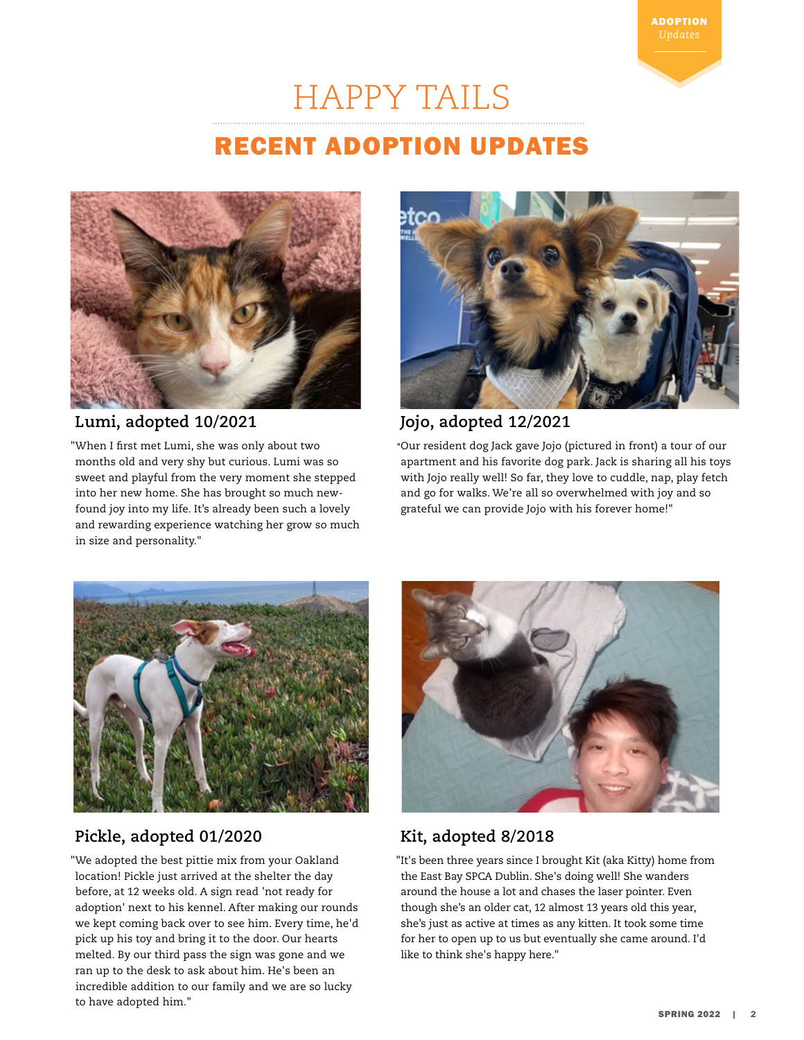# HAPPY TAILS

## RECENT ADOPTION UPDATES

### Lumi, adopted 10/2021

"When I first met Lumi, she was only about two months old and very shy but curious. Lumi was so sweet and playful from the very moment she stepped into her new home. She has brought so much new-found joy into my life. It's already been such a lovely and rewarding experience watching her grow so much in size and personality."

### Jojo, adopted 12/2021

"Our resident dog Jack gave Jojo (pictured in front) a tour of our apartment and his favorite dog park. Jack is sharing all his toys with Jojo really well! So far, they love to cuddle, nap, play fetch and go for walks. We're all so overwhelmed with joy and so grateful we can provide Jojo with his forever home!"

### Pickle, adopted 01/2020

"We adopted the best pittie mix from your Oakland location! Pickle just arrived at the shelter the day before, at 12 weeks old. A sign read 'not ready for adoption' next to his kennel. After making our rounds we kept coming back over to see him. Every time, he'd pick up his toy and bring it to the door. Our hearts melted. By our third pass the sign was gone and we ran up to the desk to ask about him. He's been an incredible addition to our family and we are so lucky to have adopted him."

### Kit, adopted 8/2018

"It's been three years since I brought Kit (aka Kitty) home from the East Bay SPCA Dublin. She's doing well! She wanders around the house a lot and chases the laser pointer. Even though she's an older cat, 12 almost 13 years old this year, she's just as active at times as any kitten. It took some time for her to open up to us but eventually she came around. I'd like to think she's happy here."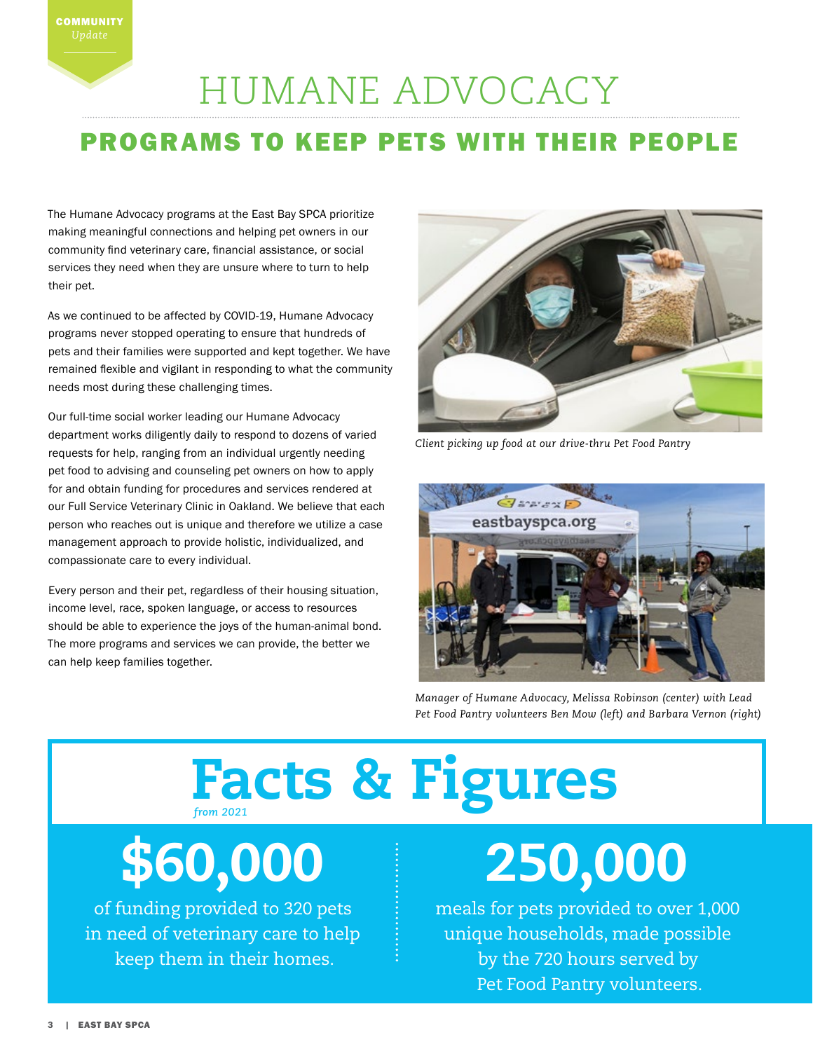COMMUNITY *Update*

# HUMANE ADVOCACY

## PROGRAMS TO KEEP PETS WITH THEIR PEOPLE

The Humane Advocacy programs at the East Bay SPCA prioritize making meaningful connections and helping pet owners in our community find veterinary care, financial assistance, or social services they need when they are unsure where to turn to help their pet.

As we continued to be affected by COVID-19, Humane Advocacy programs never stopped operating to ensure that hundreds of pets and their families were supported and kept together. We have remained flexible and vigilant in responding to what the community needs most during these challenging times.

Our full-time social worker leading our Humane Advocacy department works diligently daily to respond to dozens of varied requests for help, ranging from an individual urgently needing pet food to advising and counseling pet owners on how to apply for and obtain funding for procedures and services rendered at our Full Service Veterinary Clinic in Oakland. We believe that each person who reaches out is unique and therefore we utilize a case management approach to provide holistic, individualized, and compassionate care to every individual.

Every person and their pet, regardless of their housing situation, income level, race, spoken language, or access to resources should be able to experience the joys of the human-animal bond. The more programs and services we can provide, the better we can help keep families together.

*Client picking up food at our drive-thru Pet Food Pantry*

*Manager of Humane Advocacy, Melissa Robinson (center) with Lead Pet Food Pantry volunteers Ben Mow (left) and Barbara Vernon (right)*

## Facts & Figures

*from 2021*

**$60,000**

of funding provided to 320 pets in need of veterinary care to help keep them in their homes.

**250,000**

meals for pets provided to over 1,000 unique households, made possible by the 720 hours served by Pet Food Pantry volunteers.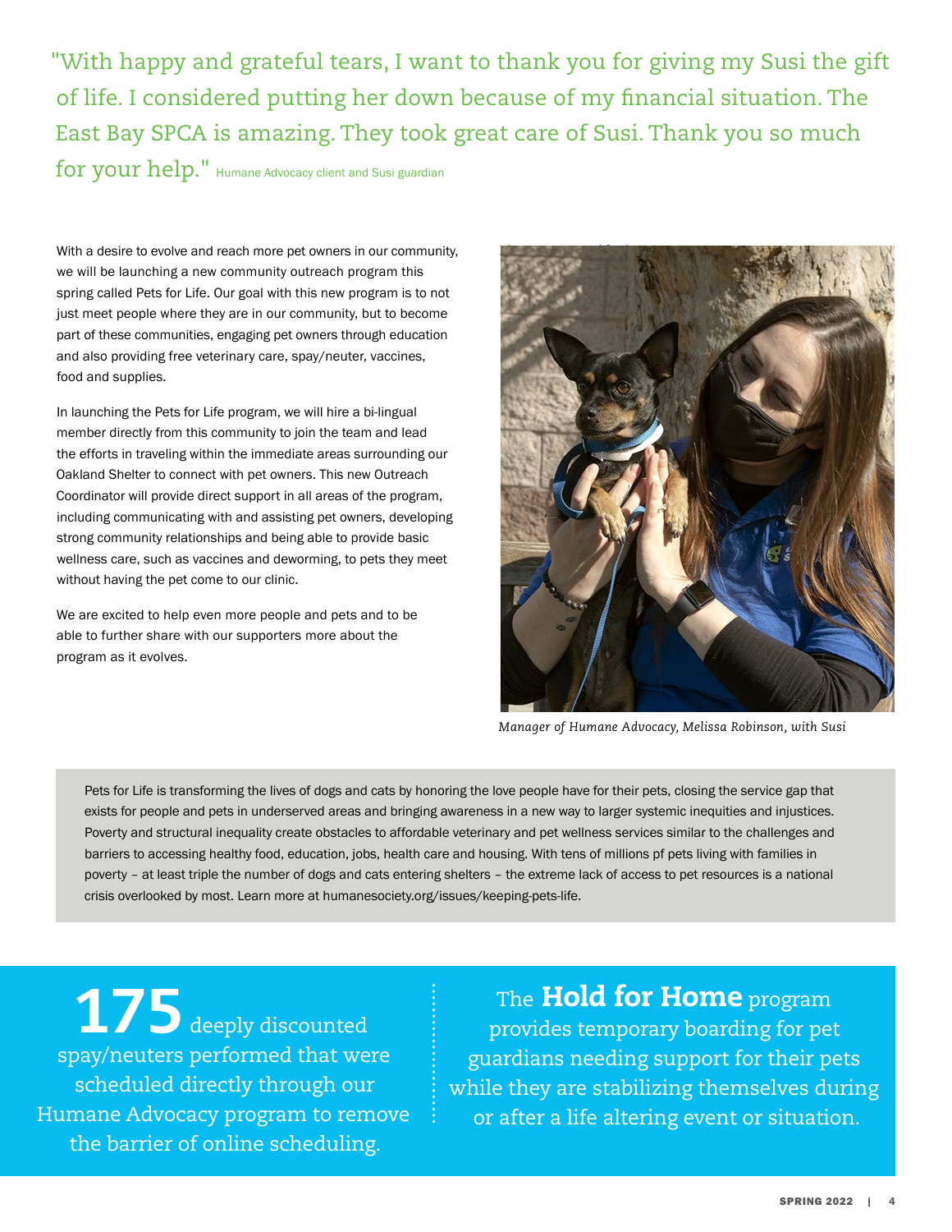"With happy and grateful tears, I want to thank you for giving my Susi the gift of life. I considered putting her down because of my financial situation. The East Bay SPCA is amazing. They took great care of Susi. Thank you so much for your help." Humane Advocacy client and Susi guardian

With a desire to evolve and reach more pet owners in our community, we will be launching a new community outreach program this spring called Pets for Life. Our goal with this new program is to not just meet people where they are in our community, but to become part of these communities, engaging pet owners through education and also providing free veterinary care, spay/neuter, vaccines, food and supplies.

In launching the Pets for Life program, we will hire a bi-lingual member directly from this community to join the team and lead the efforts in traveling within the immediate areas surrounding our Oakland Shelter to connect with pet owners. This new Outreach Coordinator will provide direct support in all areas of the program, including communicating with and assisting pet owners, developing strong community relationships and being able to provide basic wellness care, such as vaccines and deworming, to pets they meet without having the pet come to our clinic.

We are excited to help even more people and pets and to be able to further share with our supporters more about the program as it evolves.

*Manager of Humane Advocacy, Melissa Robinson, with Susi*

Pets for Life is transforming the lives of dogs and cats by honoring the love people have for their pets, closing the service gap that exists for people and pets in underserved areas and bringing awareness in a new way to larger systemic inequities and injustices. Poverty and structural inequality create obstacles to affordable veterinary and pet wellness services similar to the challenges and barriers to accessing healthy food, education, jobs, health care and housing. With tens of millions pf pets living with families in poverty – at least triple the number of dogs and cats entering shelters – the extreme lack of access to pet resources is a national crisis overlooked by most. Learn more at humanesociety.org/issues/keeping-pets-life.

**175** deeply discounted spay/neuters performed that were scheduled directly through our Humane Advocacy program to remove the barrier of online scheduling.

The **Hold for Home** program provides temporary boarding for pet guardians needing support for their pets while they are stabilizing themselves during or after a life altering event or situation.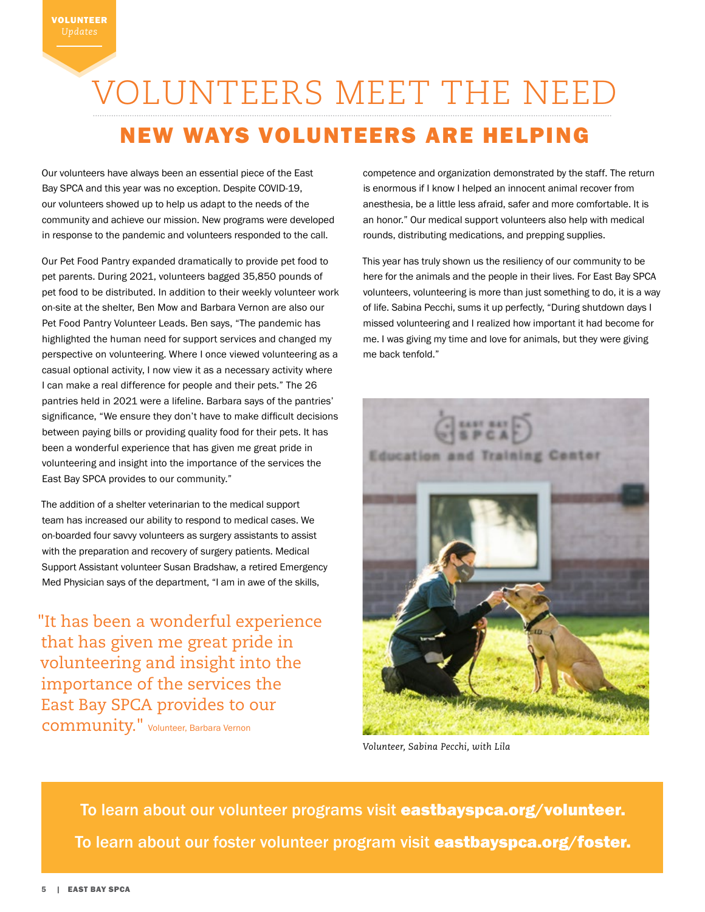VOLUNTEER *Updates*

# VOLUNTEERS MEET THE NEED

## NEW WAYS VOLUNTEERS ARE HELPING

Our volunteers have always been an essential piece of the East Bay SPCA and this year was no exception. Despite COVID-19, our volunteers showed up to help us adapt to the needs of the community and achieve our mission. New programs were developed in response to the pandemic and volunteers responded to the call.

Our Pet Food Pantry expanded dramatically to provide pet food to pet parents. During 2021, volunteers bagged 35,850 pounds of pet food to be distributed. In addition to their weekly volunteer work on-site at the shelter, Ben Mow and Barbara Vernon are also our Pet Food Pantry Volunteer Leads. Ben says, "The pandemic has highlighted the human need for support services and changed my perspective on volunteering. Where I once viewed volunteering as a casual optional activity, I now view it as a necessary activity where I can make a real difference for people and their pets." The 26 pantries held in 2021 were a lifeline. Barbara says of the pantries' significance, "We ensure they don't have to make difficult decisions between paying bills or providing quality food for their pets. It has been a wonderful experience that has given me great pride in volunteering and insight into the importance of the services the East Bay SPCA provides to our community."

The addition of a shelter veterinarian to the medical support team has increased our ability to respond to medical cases. We on-boarded four savvy volunteers as surgery assistants to assist with the preparation and recovery of surgery patients. Medical Support Assistant volunteer Susan Bradshaw, a retired Emergency Med Physician says of the department, "I am in awe of the skills, competence and organization demonstrated by the staff. The return is enormous if I know I helped an innocent animal recover from anesthesia, be a little less afraid, safer and more comfortable. It is an honor." Our medical support volunteers also help with medical rounds, distributing medications, and prepping supplies.

> "It has been a wonderful experience that has given me great pride in volunteering and insight into the importance of the services the East Bay SPCA provides to our community." Volunteer, Barbara Vernon

This year has truly shown us the resiliency of our community to be here for the animals and the people in their lives. For East Bay SPCA volunteers, volunteering is more than just something to do, it is a way of life. Sabina Pecchi, sums it up perfectly, "During shutdown days I missed volunteering and I realized how important it had become for me. I was giving my time and love for animals, but they were giving me back tenfold."

*Volunteer, Sabina Pecchi, with Lila*

To learn about our volunteer programs visit **eastbayspca.org/volunteer.**

To learn about our foster volunteer program visit **eastbayspca.org/foster.**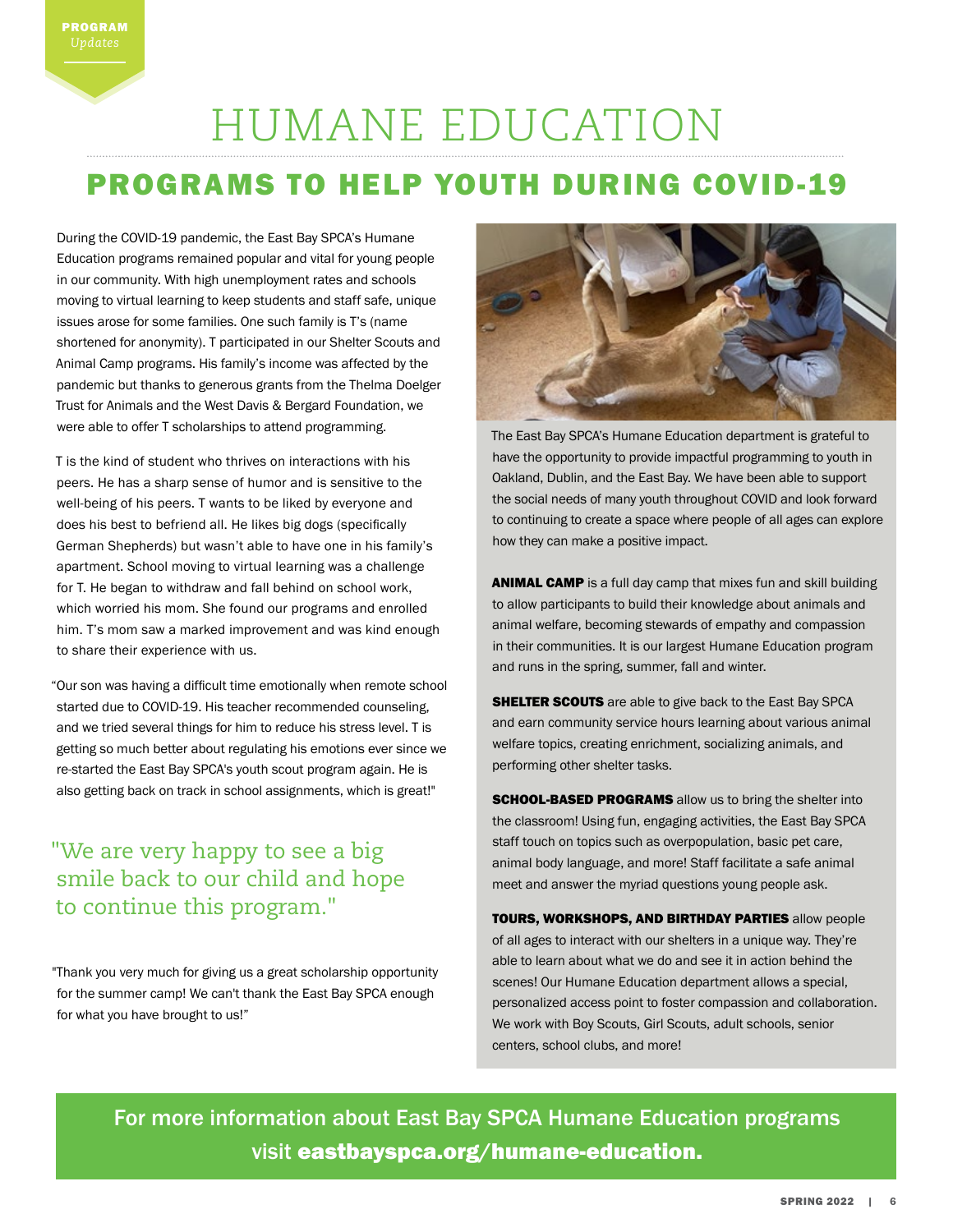PROGRAM *Updates*

# HUMANE EDUCATION

## PROGRAMS TO HELP YOUTH DURING COVID-19

During the COVID-19 pandemic, the East Bay SPCA's Humane Education programs remained popular and vital for young people in our community. With high unemployment rates and schools moving to virtual learning to keep students and staff safe, unique issues arose for some families. One such family is T's (name shortened for anonymity). T participated in our Shelter Scouts and Animal Camp programs. His family's income was affected by the pandemic but thanks to generous grants from the Thelma Doelger Trust for Animals and the West Davis & Bergard Foundation, we were able to offer T scholarships to attend programming.

T is the kind of student who thrives on interactions with his peers. He has a sharp sense of humor and is sensitive to the well-being of his peers. T wants to be liked by everyone and does his best to befriend all. He likes big dogs (specifically German Shepherds) but wasn't able to have one in his family's apartment. School moving to virtual learning was a challenge for T. He began to withdraw and fall behind on school work, which worried his mom. She found our programs and enrolled him. T's mom saw a marked improvement and was kind enough to share their experience with us.

"Our son was having a difficult time emotionally when remote school started due to COVID-19. His teacher recommended counseling, and we tried several things for him to reduce his stress level. T is getting so much better about regulating his emotions ever since we re-started the East Bay SPCA's youth scout program again. He is also getting back on track in school assignments, which is great!"

> "We are very happy to see a big smile back to our child and hope to continue this program."

"Thank you very much for giving us a great scholarship opportunity for the summer camp! We can't thank the East Bay SPCA enough for what you have brought to us!"

The East Bay SPCA's Humane Education department is grateful to have the opportunity to provide impactful programming to youth in Oakland, Dublin, and the East Bay. We have been able to support the social needs of many youth throughout COVID and look forward to continuing to create a space where people of all ages can explore how they can make a positive impact.

**ANIMAL CAMP** is a full day camp that mixes fun and skill building to allow participants to build their knowledge about animals and animal welfare, becoming stewards of empathy and compassion in their communities. It is our largest Humane Education program and runs in the spring, summer, fall and winter.

**SHELTER SCOUTS** are able to give back to the East Bay SPCA and earn community service hours learning about various animal welfare topics, creating enrichment, socializing animals, and performing other shelter tasks.

**SCHOOL-BASED PROGRAMS** allow us to bring the shelter into the classroom! Using fun, engaging activities, the East Bay SPCA staff touch on topics such as overpopulation, basic pet care, animal body language, and more! Staff facilitate a safe animal meet and answer the myriad questions young people ask.

**TOURS, WORKSHOPS, AND BIRTHDAY PARTIES** allow people of all ages to interact with our shelters in a unique way. They're able to learn about what we do and see it in action behind the scenes! Our Humane Education department allows a special, personalized access point to foster compassion and collaboration. We work with Boy Scouts, Girl Scouts, adult schools, senior centers, school clubs, and more!

For more information about East Bay SPCA Humane Education programs visit **eastbayspca.org/humane-education.**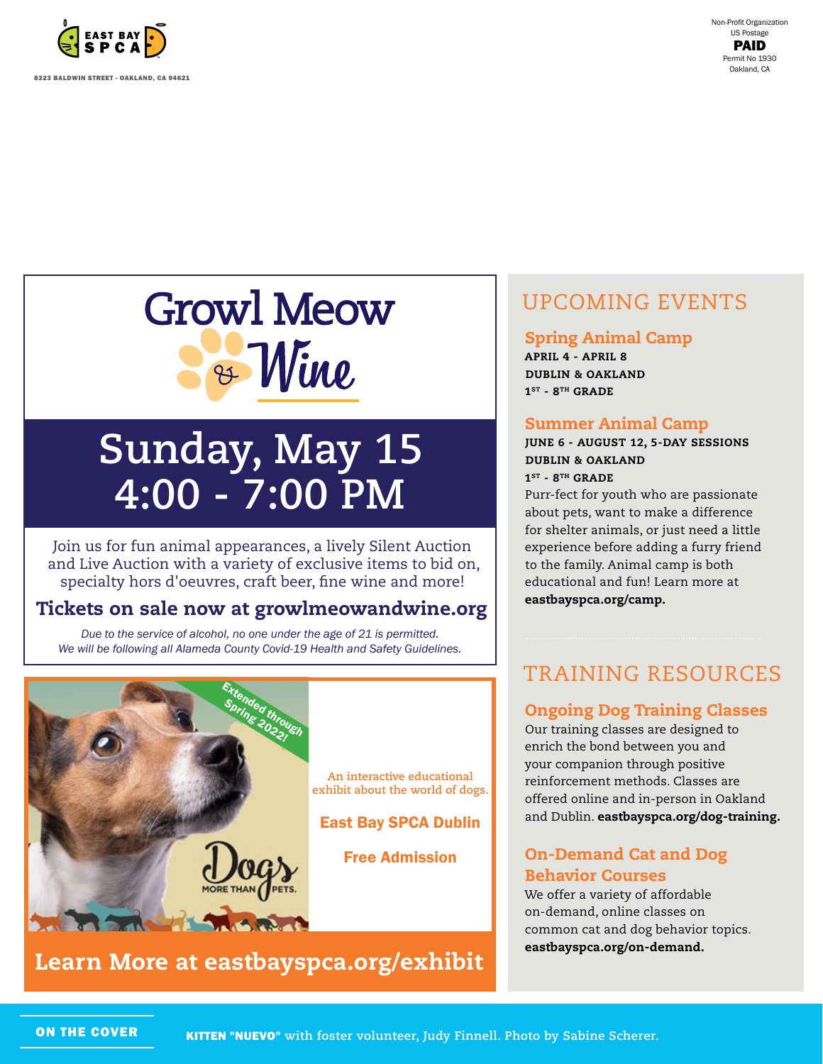EAST BAY SPCA

8323 BALDWIN STREET · OAKLAND, CA 94621

Non-Profit Organization
US Postage
**PAID**
Permit No 1930
Oakland, CA

# Growl Meow & Wine

## Sunday, May 15
## 4:00 - 7:00 PM

Join us for fun animal appearances, a lively Silent Auction and Live Auction with a variety of exclusive items to bid on, specialty hors d'oeuvres, craft beer, fine wine and more!

**Tickets on sale now at growlmeowandwine.org**

*Due to the service of alcohol, no one under the age of 21 is permitted.*
*We will be following all Alameda County Covid-19 Health and Safety Guidelines.*

Extended through Spring 2022!

Dogs MORE THAN PETS.

An interactive educational exhibit about the world of dogs.

**East Bay SPCA Dublin**

**Free Admission**

**Learn More at eastbayspca.org/exhibit**

## UPCOMING EVENTS

### Spring Animal Camp

**APRIL 4 - APRIL 8**
**DUBLIN & OAKLAND**
**1ST - 8TH GRADE**

### Summer Animal Camp

**JUNE 6 - AUGUST 12, 5-DAY SESSIONS**
**DUBLIN & OAKLAND**
**1ST - 8TH GRADE**

Purr-fect for youth who are passionate about pets, want to make a difference for shelter animals, or just need a little experience before adding a furry friend to the family. Animal camp is both educational and fun! Learn more at **eastbayspca.org/camp.**

## TRAINING RESOURCES

### Ongoing Dog Training Classes

Our training classes are designed to enrich the bond between you and your companion through positive reinforcement methods. Classes are offered online and in-person in Oakland and Dublin. **eastbayspca.org/dog-training.**

### On-Demand Cat and Dog Behavior Courses

We offer a variety of affordable on-demand, online classes on common cat and dog behavior topics. **eastbayspca.org/on-demand.**

**ON THE COVER** **KITTEN "NUEVO"** with foster volunteer, Judy Finnell. Photo by Sabine Scherer.